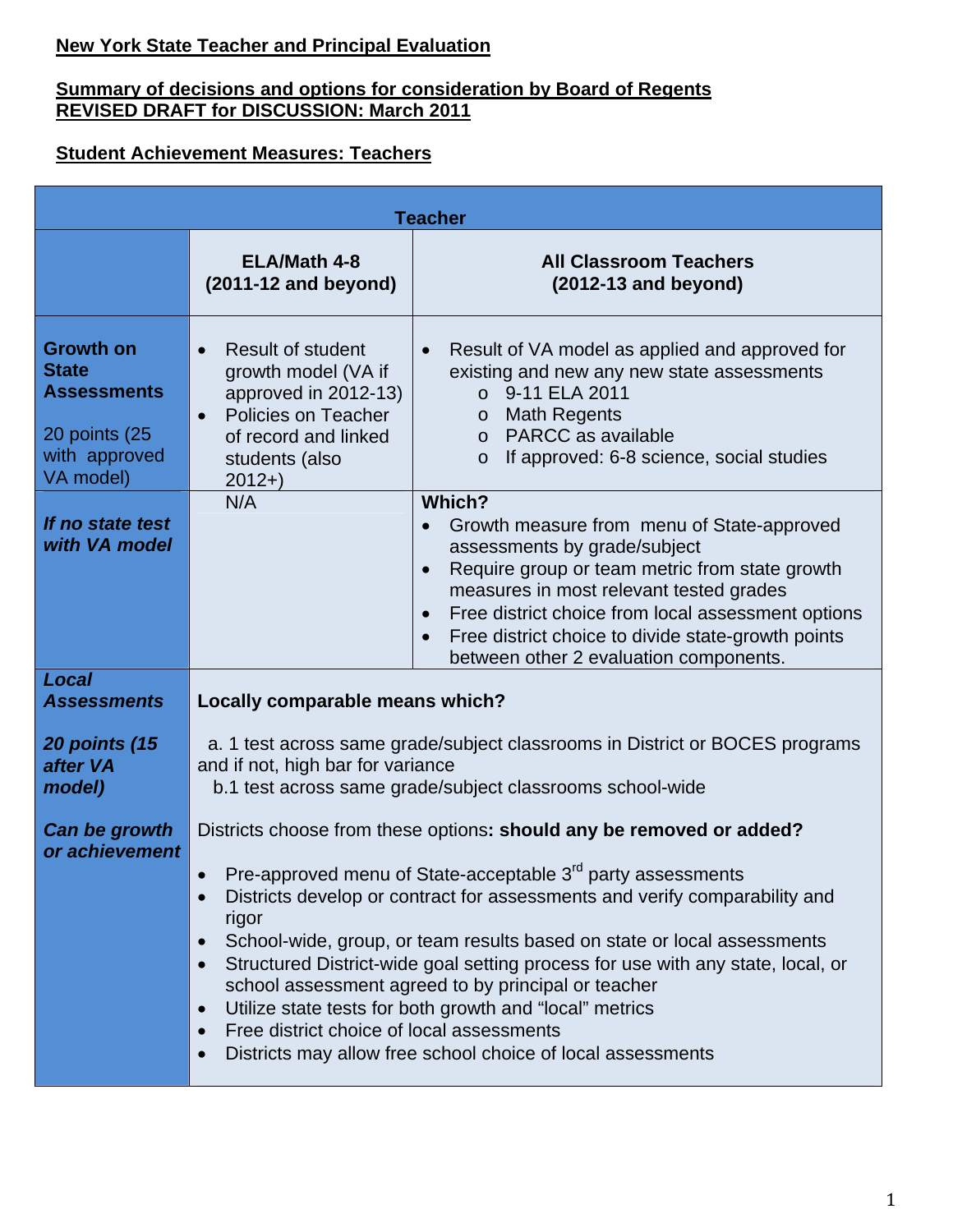**New York State Teacher and Principal Evaluation**

**Summary of decisions and options for consideration by Board of Regents**
**REVISED DRAFT for DISCUSSION: March 2011**

**Student Achievement Measures: Teachers**

| Teacher | | |
|---|---|---|
| | **ELA/Math 4-8 (2011-12 and beyond)** | **All Classroom Teachers (2012-13 and beyond)** |
| **Growth on State Assessments**<br><br>20 points (25 with approved VA model) | • Result of student growth model (VA if approved in 2012-13)<br>• Policies on Teacher of record and linked students (also 2012+) | • Result of VA model as applied and approved for existing and new any new state assessments<br>  o 9-11 ELA 2011<br>  o Math Regents<br>  o PARCC as available<br>  o If approved: 6-8 science, social studies |
| ***If no state test with VA model*** | N/A | **Which?**<br>• Growth measure from menu of State-approved assessments by grade/subject<br>• Require group or team metric from state growth measures in most relevant tested grades<br>• Free district choice from local assessment options<br>• Free district choice to divide state-growth points between other 2 evaluation components. |
| ***Local Assessments***<br><br>***20 points (15 after VA model)***<br><br>***Can be growth or achievement*** | **Locally comparable means which?**<br><br>a. 1 test across same grade/subject classrooms in District or BOCES programs and if not, high bar for variance<br>b.1 test across same grade/subject classrooms school-wide<br><br>Districts choose from these options**: should any be removed or added?**<br><br>• Pre-approved menu of State-acceptable 3rd party assessments<br>• Districts develop or contract for assessments and verify comparability and rigor<br>• School-wide, group, or team results based on state or local assessments<br>• Structured District-wide goal setting process for use with any state, local, or school assessment agreed to by principal or teacher<br>• Utilize state tests for both growth and "local" metrics<br>• Free district choice of local assessments<br>• Districts may allow free school choice of local assessments | |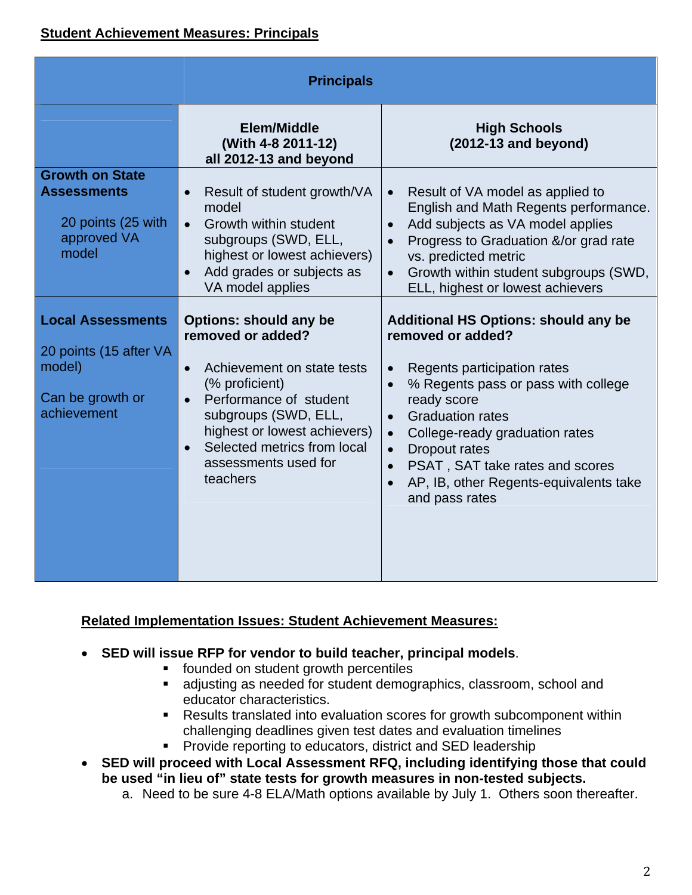## Student Achievement Measures: Principals

| | Principals | |
|---|---|---|
| | **Elem/Middle (With 4-8 2011-12) all 2012-13 and beyond** | **High Schools (2012-13 and beyond)** |
| **Growth on State Assessments**<br><br>20 points (25 with approved VA model) | • Result of student growth/VA model<br>• Growth within student subgroups (SWD, ELL, highest or lowest achievers)<br>• Add grades or subjects as VA model applies | • Result of VA model as applied to English and Math Regents performance.<br>• Add subjects as VA model applies<br>• Progress to Graduation &/or grad rate vs. predicted metric<br>• Growth within student subgroups (SWD, ELL, highest or lowest achievers |
| **Local Assessments**<br><br>20 points (15 after VA model)<br><br>Can be growth or achievement | **Options: should any be removed or added?**<br><br>• Achievement on state tests (% proficient)<br>• Performance of student subgroups (SWD, ELL, highest or lowest achievers)<br>• Selected metrics from local assessments used for teachers | **Additional HS Options: should any be removed or added?**<br><br>• Regents participation rates<br>• % Regents pass or pass with college ready score<br>• Graduation rates<br>• College-ready graduation rates<br>• Dropout rates<br>• PSAT , SAT take rates and scores<br>• AP, IB, other Regents-equivalents take and pass rates |

### Related Implementation Issues: Student Achievement Measures:

- **SED will issue RFP for vendor to build teacher, principal models**.
  - founded on student growth percentiles
  - adjusting as needed for student demographics, classroom, school and educator characteristics.
  - Results translated into evaluation scores for growth subcomponent within challenging deadlines given test dates and evaluation timelines
  - Provide reporting to educators, district and SED leadership
- **SED will proceed with Local Assessment RFQ, including identifying those that could be used "in lieu of" state tests for growth measures in non-tested subjects.**
  a. Need to be sure 4-8 ELA/Math options available by July 1. Others soon thereafter.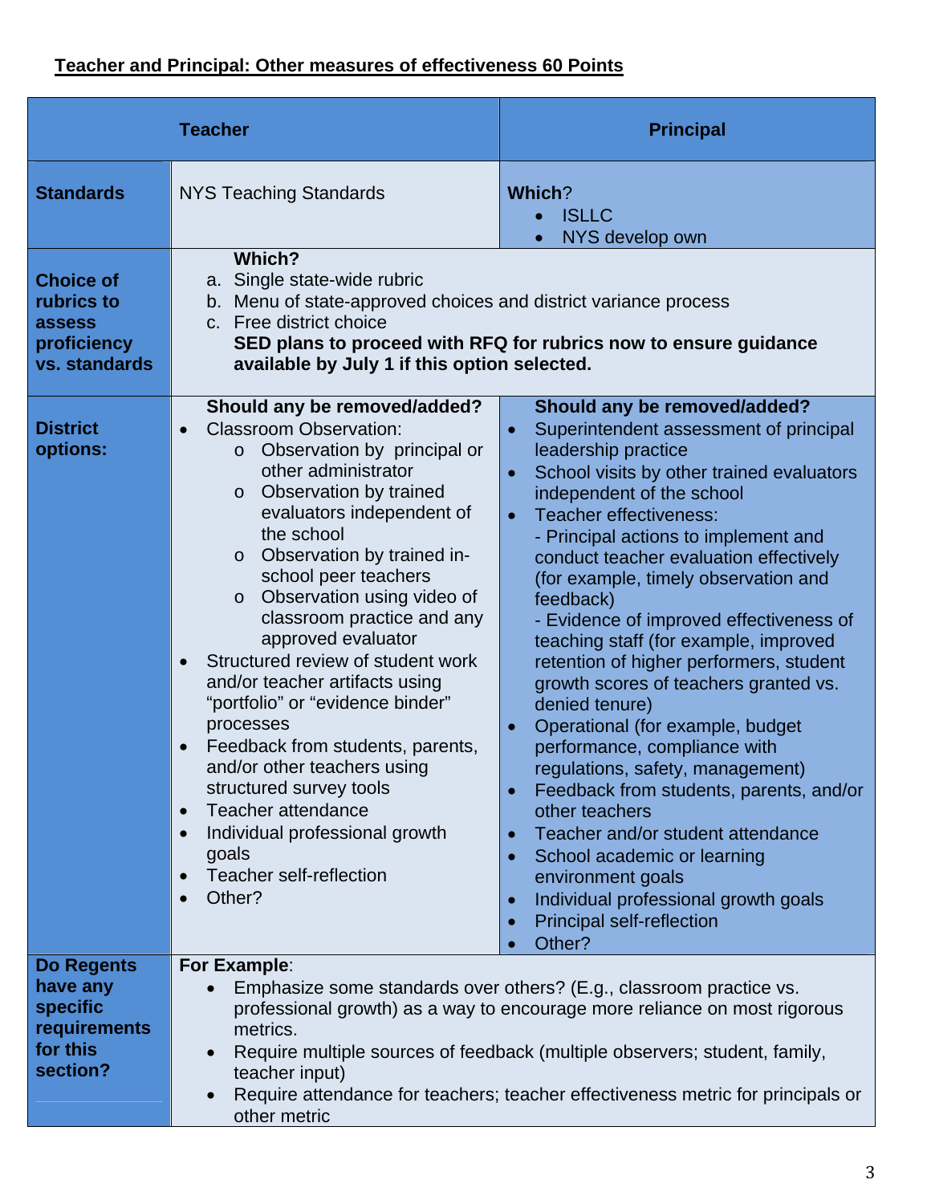**Teacher and Principal: Other measures of effectiveness 60 Points**

| | Teacher | Principal |
|---|---|---|
| **Standards** | NYS Teaching Standards | **Which**?<br>• ISLLC<br>• NYS develop own |
| **Choice of rubrics to assess proficiency vs. standards** | **Which?**<br>a. Single state-wide rubric<br>b. Menu of state-approved choices and district variance process<br>c. Free district choice<br>**SED plans to proceed with RFQ for rubrics now to ensure guidance available by July 1 if this option selected.** | |
| **District options:** | **Should any be removed/added?**<br>• Classroom Observation:<br>&nbsp;&nbsp;o Observation by principal or other administrator<br>&nbsp;&nbsp;o Observation by trained evaluators independent of the school<br>&nbsp;&nbsp;o Observation by trained in-school peer teachers<br>&nbsp;&nbsp;o Observation using video of classroom practice and any approved evaluator<br>• Structured review of student work and/or teacher artifacts using "portfolio" or "evidence binder" processes<br>• Feedback from students, parents, and/or other teachers using structured survey tools<br>• Teacher attendance<br>• Individual professional growth goals<br>• Teacher self-reflection<br>• Other? | **Should any be removed/added?**<br>• Superintendent assessment of principal leadership practice<br>• School visits by other trained evaluators independent of the school<br>• Teacher effectiveness:<br>- Principal actions to implement and conduct teacher evaluation effectively (for example, timely observation and feedback)<br>- Evidence of improved effectiveness of teaching staff (for example, improved retention of higher performers, student growth scores of teachers granted vs. denied tenure)<br>• Operational (for example, budget performance, compliance with regulations, safety, management)<br>• Feedback from students, parents, and/or other teachers<br>• Teacher and/or student attendance<br>• School academic or learning environment goals<br>• Individual professional growth goals<br>• Principal self-reflection<br>• Other? |
| **Do Regents have any specific requirements for this section?** | **For Example**:<br>• Emphasize some standards over others? (E.g., classroom practice vs. professional growth) as a way to encourage more reliance on most rigorous metrics.<br>• Require multiple sources of feedback (multiple observers; student, family, teacher input)<br>• Require attendance for teachers; teacher effectiveness metric for principals or other metric | |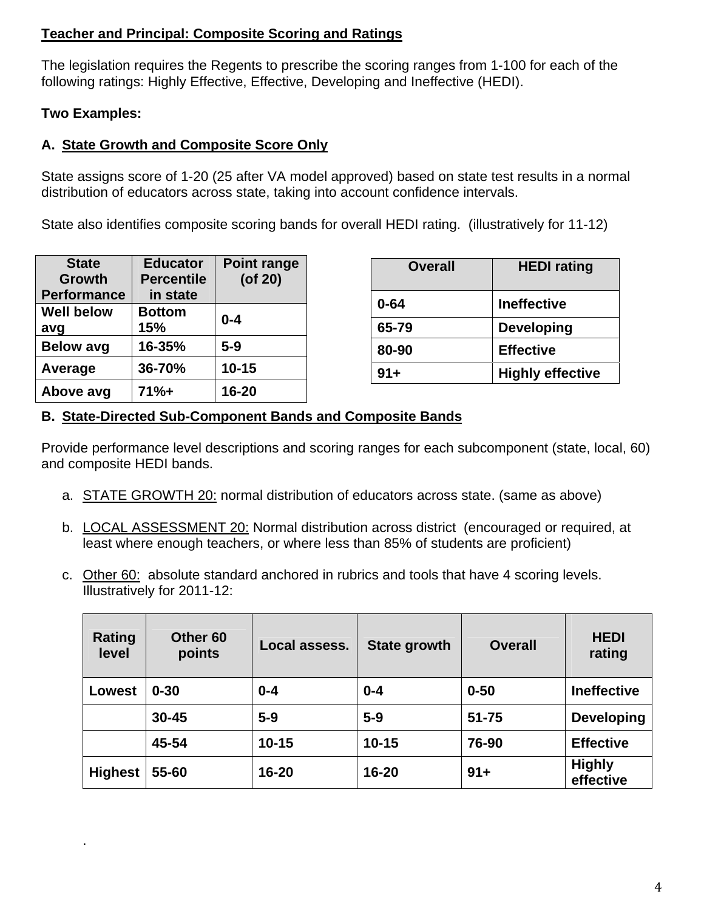**Teacher and Principal: Composite Scoring and Ratings**

The legislation requires the Regents to prescribe the scoring ranges from 1-100 for each of the following ratings: Highly Effective, Effective, Developing and Ineffective (HEDI).

**Two Examples:**

**A. State Growth and Composite Score Only**

State assigns score of 1-20 (25 after VA model approved) based on state test results in a normal distribution of educators across state, taking into account confidence intervals.

State also identifies composite scoring bands for overall HEDI rating. (illustratively for 11-12)

| State Growth Performance | Educator Percentile in state | Point range (of 20) |
|---|---|---|
| Well below avg | Bottom 15% | 0-4 |
| Below avg | 16-35% | 5-9 |
| Average | 36-70% | 10-15 |
| Above avg | 71%+ | 16-20 |

| Overall | HEDI rating |
|---|---|
| 0-64 | Ineffective |
| 65-79 | Developing |
| 80-90 | Effective |
| 91+ | Highly effective |

**B. State-Directed Sub-Component Bands and Composite Bands**

Provide performance level descriptions and scoring ranges for each subcomponent (state, local, 60) and composite HEDI bands.

a. STATE GROWTH 20: normal distribution of educators across state. (same as above)

b. LOCAL ASSESSMENT 20: Normal distribution across district (encouraged or required, at least where enough teachers, or where less than 85% of students are proficient)

c. Other 60: absolute standard anchored in rubrics and tools that have 4 scoring levels. Illustratively for 2011-12:

| Rating level | Other 60 points | Local assess. | State growth | Overall | HEDI rating |
|---|---|---|---|---|---|
| Lowest | 0-30 | 0-4 | 0-4 | 0-50 | Ineffective |
| | 30-45 | 5-9 | 5-9 | 51-75 | Developing |
| | 45-54 | 10-15 | 10-15 | 76-90 | Effective |
| Highest | 55-60 | 16-20 | 16-20 | 91+ | Highly effective |

.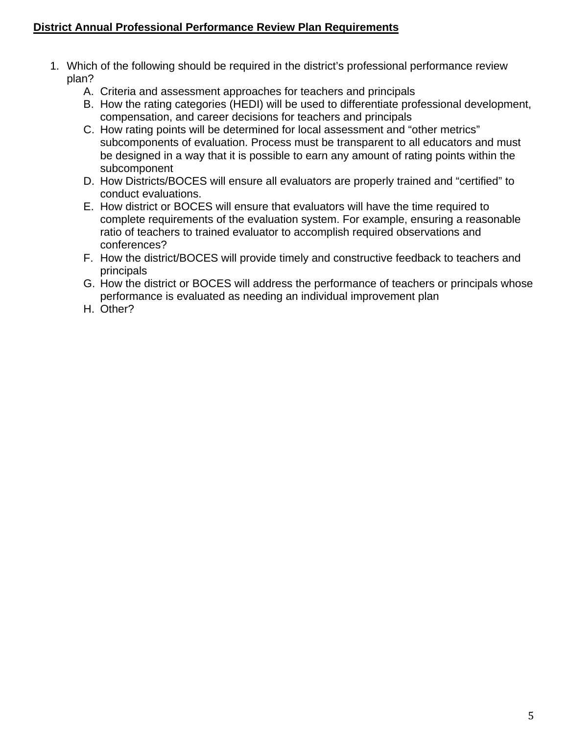**District Annual Professional Performance Review Plan Requirements**

1. Which of the following should be required in the district's professional performance review plan?
   A. Criteria and assessment approaches for teachers and principals
   B. How the rating categories (HEDI) will be used to differentiate professional development, compensation, and career decisions for teachers and principals
   C. How rating points will be determined for local assessment and "other metrics" subcomponents of evaluation. Process must be transparent to all educators and must be designed in a way that it is possible to earn any amount of rating points within the subcomponent
   D. How Districts/BOCES will ensure all evaluators are properly trained and "certified" to conduct evaluations.
   E. How district or BOCES will ensure that evaluators will have the time required to complete requirements of the evaluation system. For example, ensuring a reasonable ratio of teachers to trained evaluator to accomplish required observations and conferences?
   F. How the district/BOCES will provide timely and constructive feedback to teachers and principals
   G. How the district or BOCES will address the performance of teachers or principals whose performance is evaluated as needing an individual improvement plan
   H. Other?